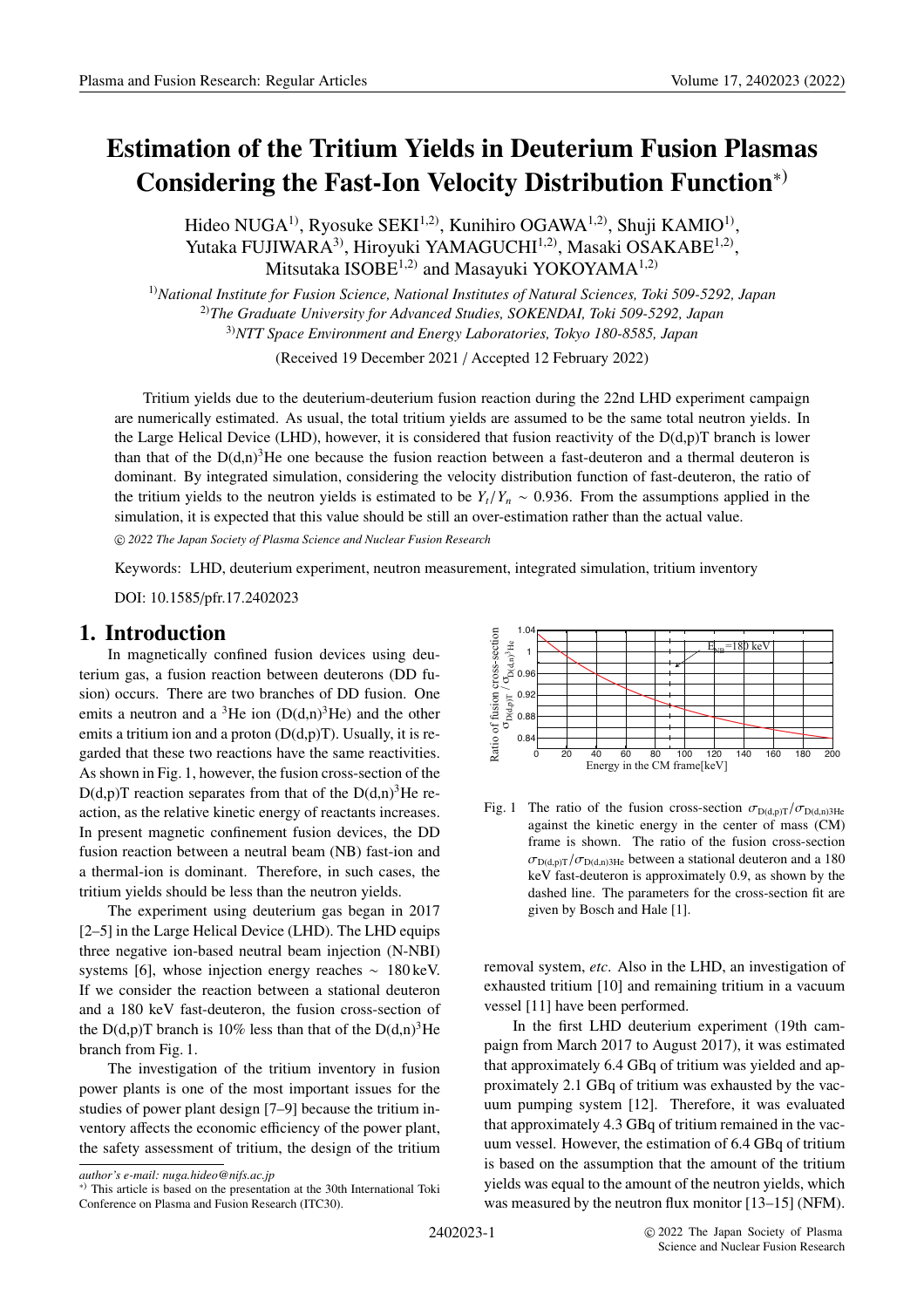# Estimation of the Tritium Yields in Deuterium Fusion Plasmas Considering the Fast-Ion Velocity Distribution Function[*)]

Hideo NUGA[1)], Ryosuke SEKI[1,2)], Kunihiro OGAWA[1,2)], Shuji KAMIO[1)], Yutaka FUJIWARA[3)], Hiroyuki YAMAGUCHI[1,2)], Masaki OSAKABE[1,2)], Mitsutaka ISOBE[1,2)] and Masayuki YOKOYAMA[1,2)]

[1)]*National Institute for Fusion Science, National Institutes of Natural Sciences, Toki 509-5292, Japan*
[2)]*The Graduate University for Advanced Studies, SOKENDAI, Toki 509-5292, Japan*
[3)]*NTT Space Environment and Energy Laboratories, Tokyo 180-8585, Japan*

(Received 19 December 2021 / Accepted 12 February 2022)

Tritium yields due to the deuterium-deuterium fusion reaction during the 22nd LHD experiment campaign are numerically estimated. As usual, the total tritium yields are assumed to be the same total neutron yields. In the Large Helical Device (LHD), however, it is considered that fusion reactivity of the D(d,p)T branch is lower than that of the D(d,n)$^3$He one because the fusion reaction between a fast-deuteron and a thermal deuteron is dominant. By integrated simulation, considering the velocity distribution function of fast-deuteron, the ratio of the tritium yields to the neutron yields is estimated to be $Y_t/Y_n \sim 0.936$. From the assumptions applied in the simulation, it is expected that this value should be still an over-estimation rather than the actual value.

© *2022 The Japan Society of Plasma Science and Nuclear Fusion Research*

Keywords: LHD, deuterium experiment, neutron measurement, integrated simulation, tritium inventory

DOI: 10.1585/pfr.17.2402023

## 1. Introduction

In magnetically confined fusion devices using deuterium gas, a fusion reaction between deuterons (DD fusion) occurs. There are two branches of DD fusion. One emits a neutron and a $^3$He ion (D(d,n)$^3$He) and the other emits a tritium ion and a proton (D(d,p)T). Usually, it is regarded that these two reactions have the same reactivities. As shown in Fig. 1, however, the fusion cross-section of the D(d,p)T reaction separates from that of the D(d,n)$^3$He reaction, as the relative kinetic energy of reactants increases. In present magnetic confinement fusion devices, the DD fusion reaction between a neutral beam (NB) fast-ion and a thermal-ion is dominant. Therefore, in such cases, the tritium yields should be less than the neutron yields.

The experiment using deuterium gas began in 2017 [2–5] in the Large Helical Device (LHD). The LHD equips three negative ion-based neutral beam injection (N-NBI) systems [6], whose injection energy reaches $\sim$ 180 keV. If we consider the reaction between a stational deuteron and a 180 keV fast-deuteron, the fusion cross-section of the D(d,p)T branch is 10% less than that of the D(d,n)$^3$He branch from Fig. 1.

The investigation of the tritium inventory in fusion power plants is one of the most important issues for the studies of power plant design [7–9] because the tritium inventory affects the economic efficiency of the power plant, the safety assessment of tritium, the design of the tritium removal system, *etc*. Also in the LHD, an investigation of exhausted tritium [10] and remaining tritium in a vacuum vessel [11] have been performed.

In the first LHD deuterium experiment (19th campaign from March 2017 to August 2017), it was estimated that approximately 6.4 GBq of tritium was yielded and approximately 2.1 GBq of tritium was exhausted by the vacuum pumping system [12]. Therefore, it was evaluated that approximately 4.3 GBq of tritium remained in the vacuum vessel. However, the estimation of 6.4 GBq of tritium is based on the assumption that the amount of the tritium yields was equal to the amount of the neutron yields, which was measured by the neutron flux monitor [13–15] (NFM).

Fig. 1 The ratio of the fusion cross-section $\sigma_{D(d,p)T}/\sigma_{D(d,n)3He}$ against the kinetic energy in the center of mass (CM) frame is shown. The ratio of the fusion cross-section $\sigma_{D(d,p)T}/\sigma_{D(d,n)3He}$ between a stational deuteron and a 180 keV fast-deuteron is approximately 0.9, as shown by the dashed line. The parameters for the cross-section fit are given by Bosch and Hale [1].

---

*author's e-mail: nuga.hideo@nifs.ac.jp*

*) This article is based on the presentation at the 30th International Toki Conference on Plasma and Fusion Research (ITC30).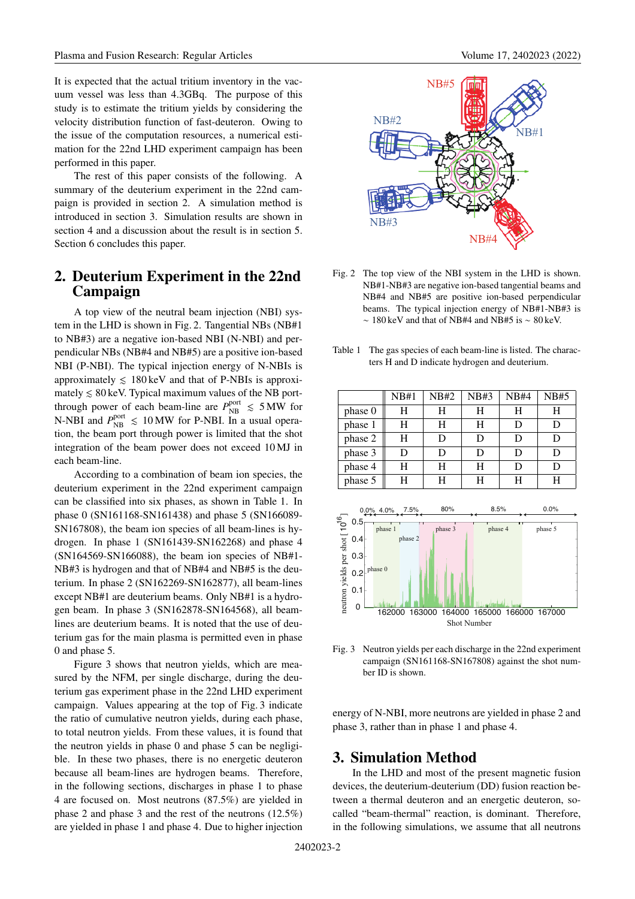It is expected that the actual tritium inventory in the vacuum vessel was less than 4.3GBq. The purpose of this study is to estimate the tritium yields by considering the velocity distribution function of fast-deuteron. Owing to the issue of the computation resources, a numerical estimation for the 22nd LHD experiment campaign has been performed in this paper.

The rest of this paper consists of the following. A summary of the deuterium experiment in the 22nd campaign is provided in section 2. A simulation method is introduced in section 3. Simulation results are shown in section 4 and a discussion about the result is in section 5. Section 6 concludes this paper.

## 2. Deuterium Experiment in the 22nd Campaign

A top view of the neutral beam injection (NBI) system in the LHD is shown in Fig. 2. Tangential NBs (NB#1 to NB#3) are a negative ion-based NBI (N-NBI) and perpendicular NBs (NB#4 and NB#5) are a positive ion-based NBI (P-NBI). The typical injection energy of N-NBIs is approximately $\lesssim$ 180 keV and that of P-NBIs is approximately $\lesssim$ 80 keV. Typical maximum values of the NB port-through power are $P_{\rm NB}^{\rm port} \lesssim 5\,{\rm MW}$ for N-NBI and $P_{\rm NB}^{\rm port} \lesssim 10\,{\rm MW}$ for P-NBI. In a usual operation, the beam port through power is limited that the shot integration of the beam power does not exceed 10 MJ in each beam-line.

According to a combination of beam ion species, the deuterium experiment in the 22nd experiment campaign can be classified into six phases, as shown in Table 1. In phase 0 (SN161168-SN161438) and phase 5 (SN166089-SN167808), the beam ion species of all beam-lines is hydrogen. In phase 1 (SN161439-SN162268) and phase 4 (SN164569-SN166088), the beam ion species of NB#1-NB#3 is hydrogen and that of NB#4 and NB#5 is the deuterium. In phase 2 (SN162269-SN162877), all beam-lines except NB#1 are deuterium beams. Only NB#1 is a hydrogen beam. In phase 3 (SN162878-SN164568), all beam-lines are deuterium beams. It is noted that the use of deuterium gas for the main plasma is permitted even in phase 0 and phase 5.

Figure 3 shows that neutron yields, which are measured by the NFM, per single discharge, during the deuterium gas experiment phase in the 22nd LHD experiment campaign. Values appearing at the top of Fig. 3 indicate the ratio of cumulative neutron yields, during each phase, to total neutron yields. From these values, it is found that the neutron yields in phase 0 and phase 5 can be negligible. In these two phases, there is no energetic deuteron because all beam-lines are hydrogen beams. Therefore, in the following sections, discharges in phase 1 to phase 4 are focused on. Most neutrons (87.5%) are yielded in phase 2 and phase 3 and the rest of the neutrons (12.5%) are yielded in phase 1 and phase 4. Due to higher injection energy of N-NBI, more neutrons are yielded in phase 2 and phase 3, rather than in phase 1 and phase 4.

Fig. 2 The top view of the NBI system in the LHD is shown. NB#1-NB#3 are negative ion-based tangential beams and NB#4 and NB#5 are positive ion-based perpendicular beams. The typical injection energy of NB#1-NB#3 is ~ 180 keV and that of NB#4 and NB#5 is ~ 80 keV.

Table 1 The gas species of each beam-line is listed. The characters H and D indicate hydrogen and deuterium.

| | NB#1 | NB#2 | NB#3 | NB#4 | NB#5 |
|---|---|---|---|---|---|
| phase 0 | H | H | H | H | H |
| phase 1 | H | H | H | D | D |
| phase 2 | H | D | D | D | D |
| phase 3 | D | D | D | D | D |
| phase 4 | H | H | H | D | D |
| phase 5 | H | H | H | H | H |

Fig. 3 Neutron yields per each discharge in the 22nd experiment campaign (SN161168-SN167808) against the shot number ID is shown.

## 3. Simulation Method

In the LHD and most of the present magnetic fusion devices, the deuterium-deuterium (DD) fusion reaction between a thermal deuteron and an energetic deuteron, so-called "beam-thermal" reaction, is dominant. Therefore, in the following simulations, we assume that all neutrons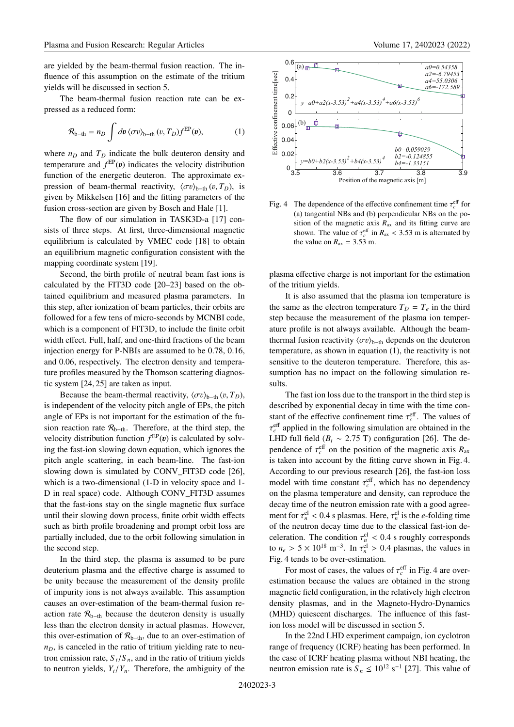are yielded by the beam-thermal fusion reaction. The influence of this assumption on the estimate of the tritium yields will be discussed in section 5.

The beam-thermal fusion reaction rate can be expressed as a reduced form:

$$\mathcal{R}_{\mathrm{b-th}} = n_D \int d\boldsymbol{v} \, \langle \sigma v \rangle_{\mathrm{b-th}} (v, T_D) f^{\mathrm{EP}}(\boldsymbol{v}), \tag{1}$$

where $n_D$ and $T_D$ indicate the bulk deuteron density and temperature and $f^{\mathrm{EP}}(\boldsymbol{v})$ indicates the velocity distribution function of the energetic deuteron. The approximate expression of beam-thermal reactivity, $\langle \sigma v \rangle_{\mathrm{b-th}} (v, T_D)$, is given by Mikkelsen [16] and the fitting parameters of the fusion cross-section are given by Bosch and Hale [1].

The flow of our simulation in TASK3D-a [17] consists of three steps. At first, three-dimensional magnetic equilibrium is calculated by VMEC code [18] to obtain an equilibrium magnetic configuration consistent with the mapping coordinate system [19].

Second, the birth profile of neutral beam fast ions is calculated by the FIT3D code [20–23] based on the obtained equilibrium and measured plasma parameters. In this step, after ionization of beam particles, their orbits are followed for a few tens of micro-seconds by MCNBI code, which is a component of FIT3D, to include the finite orbit width effect. Full, half, and one-third fractions of the beam injection energy for P-NBIs are assumed to be 0.78, 0.16, and 0.06, respectively. The electron density and temperature profiles measured by the Thomson scattering diagnostic system [24, 25] are taken as input.

Because the beam-thermal reactivity, $\langle \sigma v \rangle_{\mathrm{b-th}} (v, T_D)$, is independent of the velocity pitch angle of EPs, the pitch angle of EPs is not important for the estimation of the fusion reaction rate $\mathcal{R}_{\mathrm{b-th}}$. Therefore, at the third step, the velocity distribution function $f^{\mathrm{EP}}(\boldsymbol{v})$ is calculated by solving the fast-ion slowing down equation, which ignores the pitch angle scattering, in each beam-line. The fast-ion slowing down is simulated by CONV_FIT3D code [26], which is a two-dimensional (1-D in velocity space and 1-D in real space) code. Although CONV_FIT3D assumes that the fast-ions stay on the single magnetic flux surface until their slowing down process, finite orbit width effects such as birth profile broadening and prompt orbit loss are partially included, due to the orbit following simulation in the second step.

In the third step, the plasma is assumed to be pure deuterium plasma and the effective charge is assumed to be unity because the measurement of the density profile of impurity ions is not always available. This assumption causes an over-estimation of the beam-thermal fusion reaction rate $\mathcal{R}_{\mathrm{b-th}}$ because the deuteron density is usually less than the electron density in actual plasmas. However, this over-estimation of $\mathcal{R}_{\mathrm{b-th}}$, due to an over-estimation of $n_D$, is canceled in the ratio of tritium yielding rate to neutron emission rate, $S_t/S_n$, and in the ratio of tritium yields to neutron yields, $Y_t/Y_n$. Therefore, the ambiguity of the plasma effective charge is not important for the estimation of the tritium yields.

It is also assumed that the plasma ion temperature is the same as the electron temperature $T_D = T_e$ in the third step because the measurement of the plasma ion temperature profile is not always available. Although the beam-thermal fusion reactivity $\langle \sigma v \rangle_{\mathrm{b-th}}$ depends on the deuteron temperature, as shown in equation (1), the reactivity is not sensitive to the deuteron temperature. Therefore, this assumption has no impact on the following simulation results.

The fast ion loss due to the transport in the third step is described by exponential decay in time with the time constant of the effective confinement time $\tau_c^{\mathrm{eff}}$. The values of $\tau_c^{\mathrm{eff}}$ applied in the following simulation are obtained in the LHD full field ($B_t \sim 2.75$ T) configuration [26]. The dependence of $\tau_c^{\mathrm{eff}}$ on the position of the magnetic axis $R_{\mathrm{ax}}$ is taken into account by the fitting curve shown in Fig. 4. According to our previous research [26], the fast-ion loss model with time constant $\tau_c^{\mathrm{eff}}$, which has no dependency on the plasma temperature and density, can reproduce the decay time of the neutron emission rate with a good agreement for $\tau_n^{\mathrm{cl}} < 0.4$ s plasmas. Here, $\tau_n^{\mathrm{cl}}$ is the $e$-folding time of the neutron decay time due to the classical fast-ion deceleration. The condition $\tau_n^{\mathrm{cl}} < 0.4$ s roughly corresponds to $n_e > 5 \times 10^{18}$ m$^{-3}$. In $\tau_n^{\mathrm{cl}} > 0.4$ plasmas, the values in Fig. 4 tends to be over-estimation.

Fig. 4 The dependence of the effective confinement time $\tau_c^{\mathrm{eff}}$ for (a) tangential NBs and (b) perpendicular NBs on the position of the magnetic axis $R_{\mathrm{ax}}$ and its fitting curve are shown. The value of $\tau_c^{\mathrm{eff}}$ in $R_{\mathrm{ax}} < 3.53$ m is alternated by the value on $R_{\mathrm{ax}} = 3.53$ m.

For most of cases, the values of $\tau_c^{\mathrm{eff}}$ in Fig. 4 are over-estimation because the values are obtained in the strong magnetic field configuration, in the relatively high electron density plasmas, and in the Magneto-Hydro-Dynamics (MHD) quiescent discharges. The influence of this fast-ion loss model will be discussed in section 5.

In the 22nd LHD experiment campaign, ion cyclotron range of frequency (ICRF) heating has been performed. In the case of ICRF heating plasma without NBI heating, the neutron emission rate is $S_n \le 10^{12}$ s$^{-1}$ [27]. This value of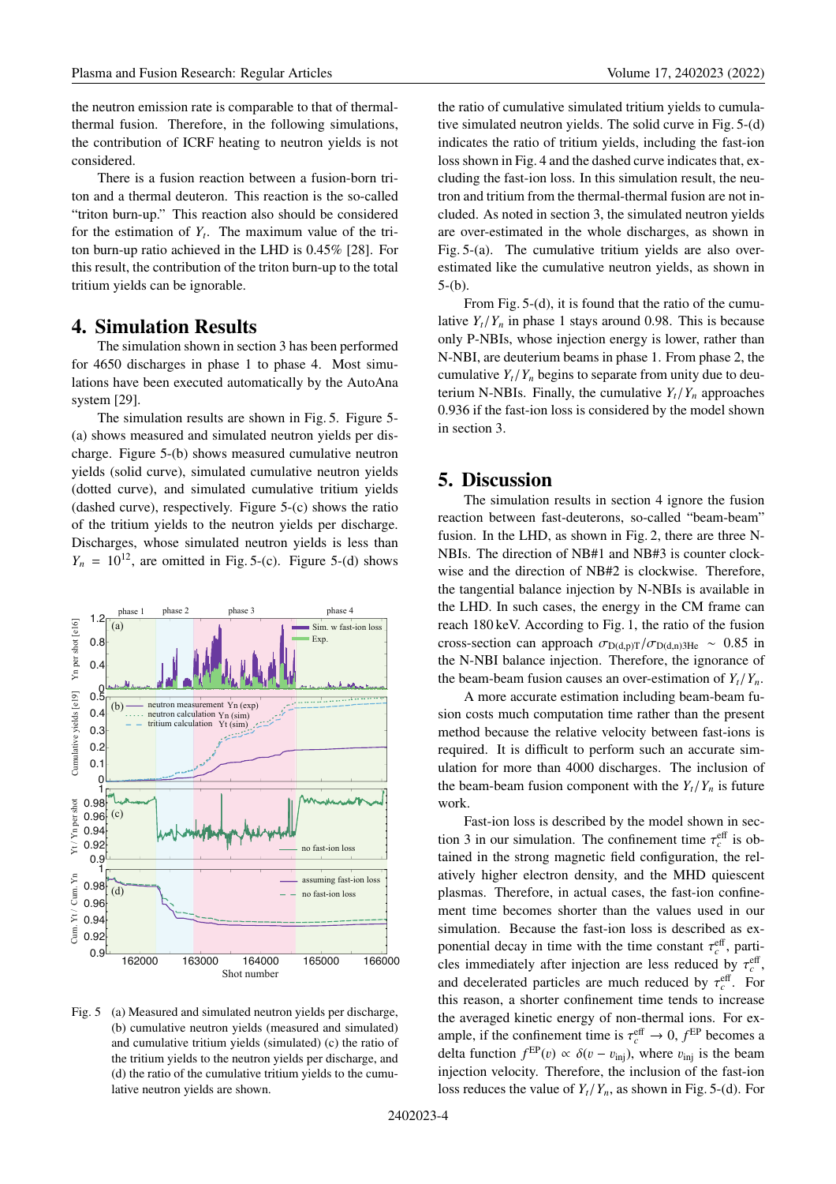the neutron emission rate is comparable to that of thermal-thermal fusion. Therefore, in the following simulations, the contribution of ICRF heating to neutron yields is not considered.

There is a fusion reaction between a fusion-born triton and a thermal deuteron. This reaction is the so-called "triton burn-up." This reaction also should be considered for the estimation of $Y_t$. The maximum value of the triton burn-up ratio achieved in the LHD is 0.45% [28]. For this result, the contribution of the triton burn-up to the total tritium yields can be ignorable.

## 4. Simulation Results

The simulation shown in section 3 has been performed for 4650 discharges in phase 1 to phase 4. Most simulations have been executed automatically by the AutoAna system [29].

The simulation results are shown in Fig. 5. Figure 5-(a) shows measured and simulated neutron yields per discharge. Figure 5-(b) shows measured cumulative neutron yields (solid curve), simulated cumulative neutron yields (dotted curve), and simulated cumulative tritium yields (dashed curve), respectively. Figure 5-(c) shows the ratio of the tritium yields to the neutron yields per discharge. Discharges, whose simulated neutron yields is less than $Y_n = 10^{12}$, are omitted in Fig. 5-(c). Figure 5-(d) shows the ratio of cumulative simulated tritium yields to cumulative simulated neutron yields. The solid curve in Fig. 5-(d) indicates the ratio of tritium yields, including the fast-ion loss shown in Fig. 4 and the dashed curve indicates that, excluding the fast-ion loss. In this simulation result, the neutron and tritium from the thermal-thermal fusion are not included. As noted in section 3, the simulated neutron yields are over-estimated in the whole discharges, as shown in Fig. 5-(a). The cumulative tritium yields are also over-estimated like the cumulative neutron yields, as shown in 5-(b).

From Fig. 5-(d), it is found that the ratio of the cumulative $Y_t/Y_n$ in phase 1 stays around 0.98. This is because only P-NBIs, whose injection energy is lower, rather than N-NBI, are deuterium beams in phase 1. From phase 2, the cumulative $Y_t/Y_n$ begins to separate from unity due to deuterium N-NBIs. Finally, the cumulative $Y_t/Y_n$ approaches 0.936 if the fast-ion loss is considered by the model shown in section 3.

Fig. 5 (a) Measured and simulated neutron yields per discharge, (b) cumulative neutron yields (measured and simulated) and cumulative tritium yields (simulated) (c) the ratio of the tritium yields to the neutron yields per discharge, and (d) the ratio of the cumulative tritium yields to the cumulative neutron yields are shown.

## 5. Discussion

The simulation results in section 4 ignore the fusion reaction between fast-deuterons, so-called "beam-beam" fusion. In the LHD, as shown in Fig. 2, there are three N-NBIs. The direction of NB#1 and NB#3 is counter clockwise and the direction of NB#2 is clockwise. Therefore, the tangential balance injection by N-NBIs is available in the LHD. In such cases, the energy in the CM frame can reach 180 keV. According to Fig. 1, the ratio of the fusion cross-section can approach $\sigma_{\mathrm{D(d,p)T}}/\sigma_{\mathrm{D(d,n)3He}} \sim 0.85$ in the N-NBI balance injection. Therefore, the ignorance of the beam-beam fusion causes an over-estimation of $Y_t/Y_n$.

A more accurate estimation including beam-beam fusion costs much computation time rather than the present method because the relative velocity between fast-ions is required. It is difficult to perform such an accurate simulation for more than 4000 discharges. The inclusion of the beam-beam fusion component with the $Y_t/Y_n$ is future work.

Fast-ion loss is described by the model shown in section 3 in our simulation. The confinement time $\tau_c^{\mathrm{eff}}$ is obtained in the strong magnetic field configuration, the relatively higher electron density, and the MHD quiescent plasmas. Therefore, in actual cases, the fast-ion confinement time becomes shorter than the values used in our simulation. Because the fast-ion loss is described as exponential decay in time with the time constant $\tau_c^{\mathrm{eff}}$, particles immediately after injection are less reduced by $\tau_c^{\mathrm{eff}}$, and decelerated particles are much reduced by $\tau_c^{\mathrm{eff}}$. For this reason, a shorter confinement time tends to increase the averaged kinetic energy of non-thermal ions. For example, if the confinement time is $\tau_c^{\mathrm{eff}} \to 0$, $f^{\mathrm{EP}}$ becomes a delta function $f^{\mathrm{EP}}(v) \propto \delta(v - v_{\mathrm{inj}})$, where $v_{\mathrm{inj}}$ is the beam injection velocity. Therefore, the inclusion of the fast-ion loss reduces the value of $Y_t/Y_n$, as shown in Fig. 5-(d). For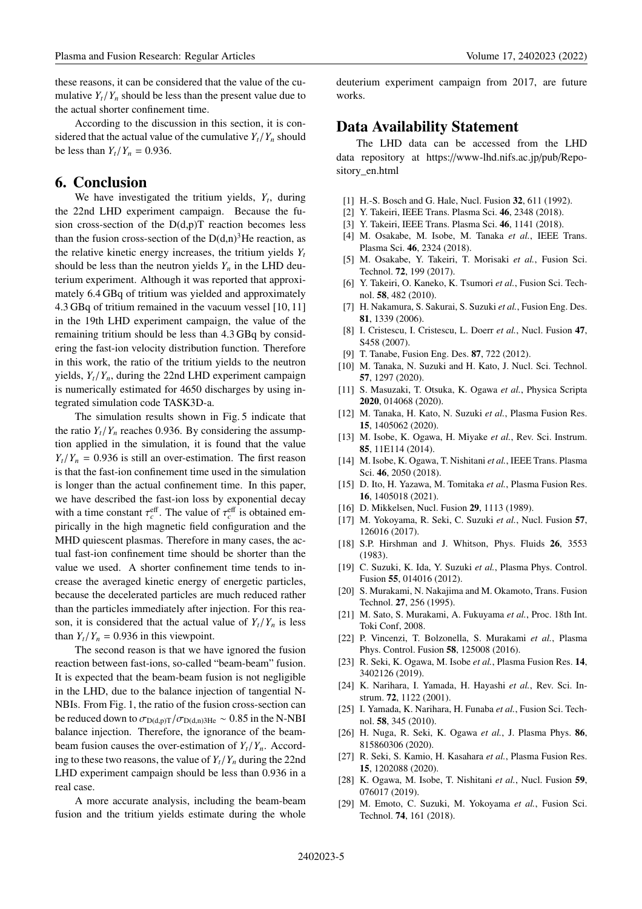these reasons, it can be considered that the value of the cumulative $Y_t/Y_n$ should be less than the present value due to the actual shorter confinement time.

According to the discussion in this section, it is considered that the actual value of the cumulative $Y_t/Y_n$ should be less than $Y_t/Y_n = 0.936$.

## 6. Conclusion

We have investigated the tritium yields, $Y_t$, during the 22nd LHD experiment campaign. Because the fusion cross-section of the D(d,p)T reaction becomes less than the fusion cross-section of the D(d,n)$^3$He reaction, as the relative kinetic energy increases, the tritium yields $Y_t$ should be less than the neutron yields $Y_n$ in the LHD deuterium experiment. Although it was reported that approximately 6.4 GBq of tritium was yielded and approximately 4.3 GBq of tritium remained in the vacuum vessel [10, 11] in the 19th LHD experiment campaign, the value of the remaining tritium should be less than 4.3 GBq by considering the fast-ion velocity distribution function. Therefore in this work, the ratio of the tritium yields to the neutron yields, $Y_t/Y_n$, during the 22nd LHD experiment campaign is numerically estimated for 4650 discharges by using integrated simulation code TASK3D-a.

The simulation results shown in Fig. 5 indicate that the ratio $Y_t/Y_n$ reaches 0.936. By considering the assumption applied in the simulation, it is found that the value $Y_t/Y_n = 0.936$ is still an over-estimation. The first reason is that the fast-ion confinement time used in the simulation is longer than the actual confinement time. In this paper, we have described the fast-ion loss by exponential decay with a time constant $\tau_c^{\text{eff}}$. The value of $\tau_c^{\text{eff}}$ is obtained empirically in the high magnetic field configuration and the MHD quiescent plasmas. Therefore in many cases, the actual fast-ion confinement time should be shorter than the value we used. A shorter confinement time tends to increase the averaged kinetic energy of energetic particles, because the decelerated particles are much reduced rather than the particles immediately after injection. For this reason, it is considered that the actual value of $Y_t/Y_n$ is less than $Y_t/Y_n = 0.936$ in this viewpoint.

The second reason is that we have ignored the fusion reaction between fast-ions, so-called "beam-beam" fusion. It is expected that the beam-beam fusion is not negligible in the LHD, due to the balance injection of tangential N-NBIs. From Fig. 1, the ratio of the fusion cross-section can be reduced down to $\sigma_{\text{D(d,p)T}}/\sigma_{\text{D(d,n)3He}} \sim 0.85$ in the N-NBI balance injection. Therefore, the ignorance of the beam-beam fusion causes the over-estimation of $Y_t/Y_n$. According to these two reasons, the value of $Y_t/Y_n$ during the 22nd LHD experiment campaign should be less than 0.936 in a real case.

A more accurate analysis, including the beam-beam fusion and the tritium yields estimate during the whole deuterium experiment campaign from 2017, are future works.

## Data Availability Statement

The LHD data can be accessed from the LHD data repository at https://www-lhd.nifs.ac.jp/pub/Repository_en.html

[1] H.-S. Bosch and G. Hale, Nucl. Fusion **32**, 611 (1992).
[2] Y. Takeiri, IEEE Trans. Plasma Sci. **46**, 2348 (2018).
[3] Y. Takeiri, IEEE Trans. Plasma Sci. **46**, 1141 (2018).
[4] M. Osakabe, M. Isobe, M. Tanaka *et al.*, IEEE Trans. Plasma Sci. **46**, 2324 (2018).
[5] M. Osakabe, Y. Takeiri, T. Morisaki *et al.*, Fusion Sci. Technol. **72**, 199 (2017).
[6] Y. Takeiri, O. Kaneko, K. Tsumori *et al.*, Fusion Sci. Technol. **58**, 482 (2010).
[7] H. Nakamura, S. Sakurai, S. Suzuki *et al.*, Fusion Eng. Des. **81**, 1339 (2006).
[8] I. Cristescu, I. Cristescu, L. Doerr *et al.*, Nucl. Fusion **47**, S458 (2007).
[9] T. Tanabe, Fusion Eng. Des. **87**, 722 (2012).
[10] M. Tanaka, N. Suzuki and H. Kato, J. Nucl. Sci. Technol. **57**, 1297 (2020).
[11] S. Masuzaki, T. Otsuka, K. Ogawa *et al.*, Physica Scripta **2020**, 014068 (2020).
[12] M. Tanaka, H. Kato, N. Suzuki *et al.*, Plasma Fusion Res. **15**, 1405062 (2020).
[13] M. Isobe, K. Ogawa, H. Miyake *et al.*, Rev. Sci. Instrum. **85**, 11E114 (2014).
[14] M. Isobe, K. Ogawa, T. Nishitani *et al.*, IEEE Trans. Plasma Sci. **46**, 2050 (2018).
[15] D. Ito, H. Yazawa, M. Tomitaka *et al.*, Plasma Fusion Res. **16**, 1405018 (2021).
[16] D. Mikkelsen, Nucl. Fusion **29**, 1113 (1989).
[17] M. Yokoyama, R. Seki, C. Suzuki *et al.*, Nucl. Fusion **57**, 126016 (2017).
[18] S.P. Hirshman and J. Whitson, Phys. Fluids **26**, 3553 (1983).
[19] C. Suzuki, K. Ida, Y. Suzuki *et al.*, Plasma Phys. Control. Fusion **55**, 014016 (2012).
[20] S. Murakami, N. Nakajima and M. Okamoto, Trans. Fusion Technol. **27**, 256 (1995).
[21] M. Sato, S. Murakami, A. Fukuyama *et al.*, Proc. 18th Int. Toki Conf, 2008.
[22] P. Vincenzi, T. Bolzonella, S. Murakami *et al.*, Plasma Phys. Control. Fusion **58**, 125008 (2016).
[23] R. Seki, K. Ogawa, M. Isobe *et al.*, Plasma Fusion Res. **14**, 3402126 (2019).
[24] K. Narihara, I. Yamada, H. Hayashi *et al.*, Rev. Sci. Instrum. **72**, 1122 (2001).
[25] I. Yamada, K. Narihara, H. Funaba *et al.*, Fusion Sci. Technol. **58**, 345 (2010).
[26] H. Nuga, R. Seki, K. Ogawa *et al.*, J. Plasma Phys. **86**, 815860306 (2020).
[27] R. Seki, S. Kamio, H. Kasahara *et al.*, Plasma Fusion Res. **15**, 1202088 (2020).
[28] K. Ogawa, M. Isobe, T. Nishitani *et al.*, Nucl. Fusion **59**, 076017 (2019).
[29] M. Emoto, C. Suzuki, M. Yokoyama *et al.*, Fusion Sci. Technol. **74**, 161 (2018).